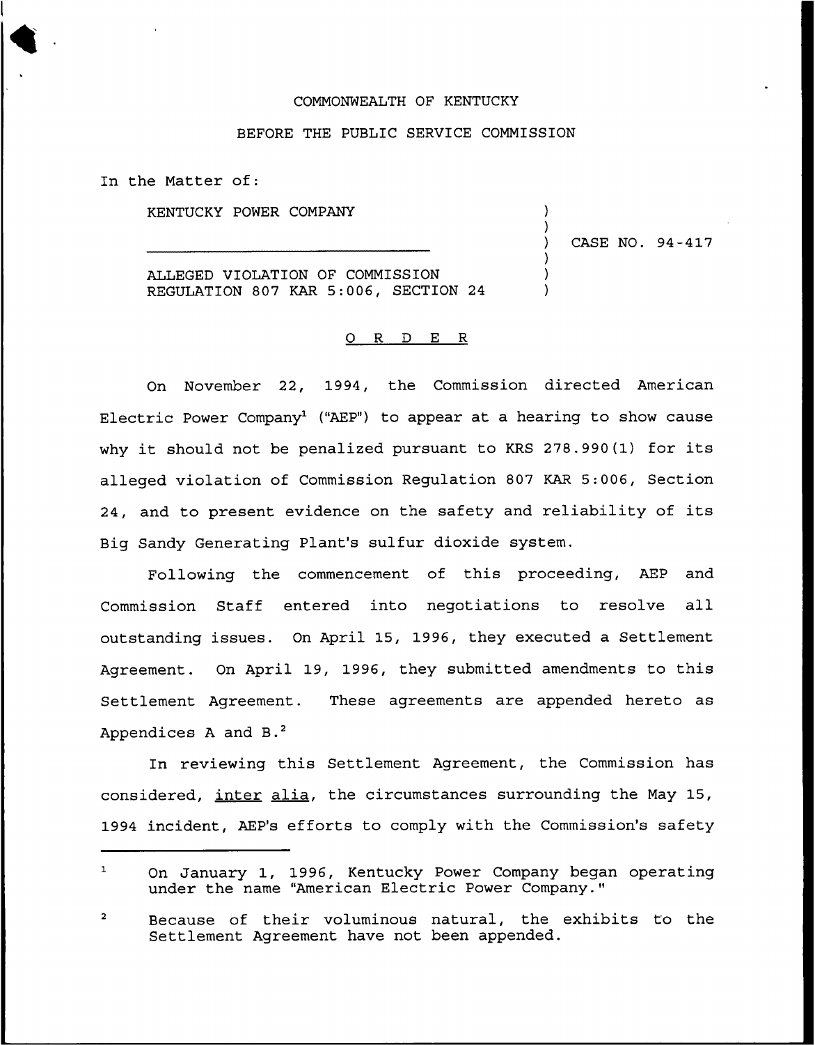COMMONWEALTH OF KENTUCKY

BEFORE THE PUBLIC SERVICE COMMISSION

In the Matter of:

| | | |
|---|---|---|
| KENTUCKY POWER COMPANY | ) | |
| | ) | |
| ________________________________ | ) | CASE NO. 94-417 |
| | ) | |
| ALLEGED VIOLATION OF COMMISSION | ) | |
| REGULATION 807 KAR 5:006, SECTION 24 | ) | |

O R D E R

On November 22, 1994, the Commission directed American Electric Power Company[1] ("AEP") to appear at a hearing to show cause why it should not be penalized pursuant to KRS 278.990(1) for its alleged violation of Commission Regulation 807 KAR 5:006, Section 24, and to present evidence on the safety and reliability of its Big Sandy Generating Plant's sulfur dioxide system.

Following the commencement of this proceeding, AEP and Commission Staff entered into negotiations to resolve all outstanding issues. On April 15, 1996, they executed a Settlement Agreement. On April 19, 1996, they submitted amendments to this Settlement Agreement. These agreements are appended hereto as Appendices A and B.[2]

In reviewing this Settlement Agreement, the Commission has considered, inter alia, the circumstances surrounding the May 15, 1994 incident, AEP's efforts to comply with the Commission's safety

[1] On January 1, 1996, Kentucky Power Company began operating under the name "American Electric Power Company."

[2] Because of their voluminous natural, the exhibits to the Settlement Agreement have not been appended.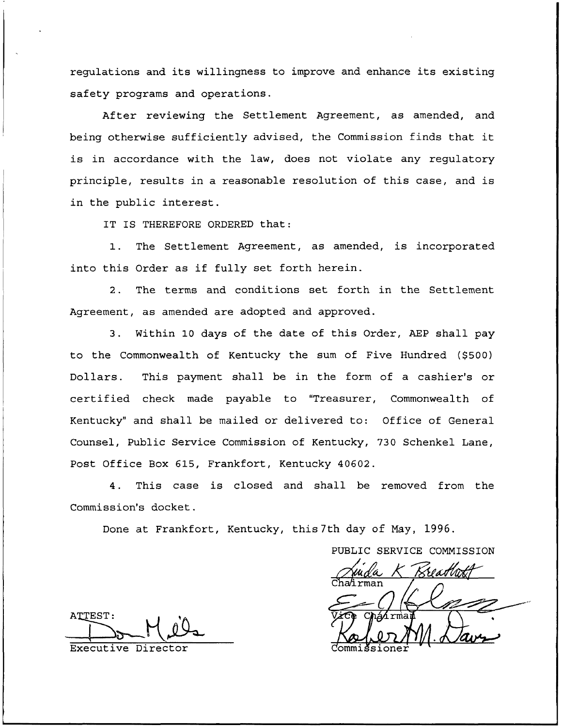regulations and its willingness to improve and enhance its existing safety programs and operations.

After reviewing the Settlement Agreement, as amended, and being otherwise sufficiently advised, the Commission finds that it is in accordance with the law, does not violate any regulatory principle, results in a reasonable resolution of this case, and is in the public interest.

IT IS THEREFORE ORDERED that:

1. The Settlement Agreement, as amended, is incorporated into this Order as if fully set forth herein.

2. The terms and conditions set forth in the Settlement Agreement, as amended are adopted and approved.

3. Within 10 days of the date of this Order, AEP shall pay to the Commonwealth of Kentucky the sum of Five Hundred ($500) Dollars. This payment shall be in the form of a cashier's or certified check made payable to "Treasurer, Commonwealth of Kentucky" and shall be mailed or delivered to: Office of General Counsel, Public Service Commission of Kentucky, 730 Schenkel Lane, Post Office Box 615, Frankfort, Kentucky 40602.

4. This case is closed and shall be removed from the Commission's docket.

Done at Frankfort, Kentucky, this 7th day of May, 1996.

PUBLIC SERVICE COMMISSION

Linda K Breathitt
Chairman

Vice Chairman

Robert M. Davis
Commissioner

ATTEST:

Don Mills
Executive Director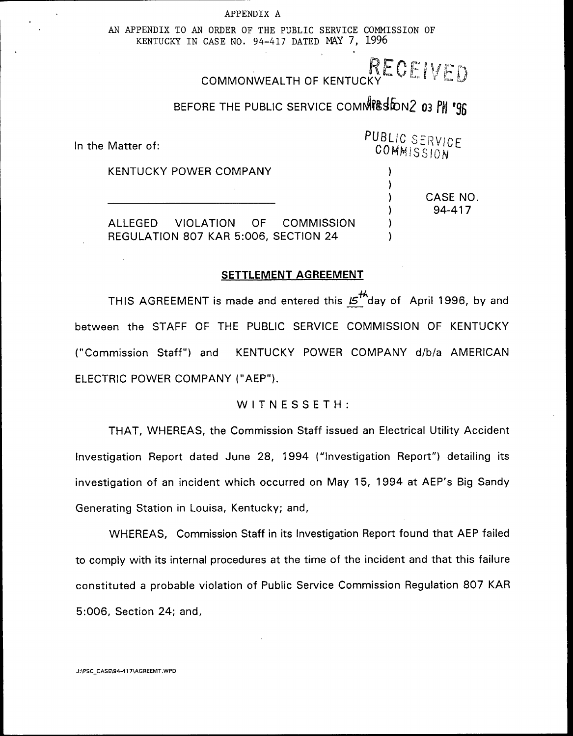APPENDIX A

AN APPENDIX TO AN ORDER OF THE PUBLIC SERVICE COMMISSION OF KENTUCKY IN CASE NO. 94-417 DATED MAY 7, 1996

RECEIVED

COMMONWEALTH OF KENTUCKY

BEFORE THE PUBLIC SERVICE COMMISSION

APR 15 2 03 PM '96

PUBLIC SERVICE COMMISSION

In the Matter of:

| | | |
|---|---|---|
| KENTUCKY POWER COMPANY | ) | |
| | ) | |
| ______________________________ | ) | CASE NO. |
| | ) | 94-417 |
| ALLEGED VIOLATION OF COMMISSION | ) | |
| REGULATION 807 KAR 5:006, SECTION 24 | ) | |

## SETTLEMENT AGREEMENT

THIS AGREEMENT is made and entered this 15th day of April 1996, by and between the STAFF OF THE PUBLIC SERVICE COMMISSION OF KENTUCKY ("Commission Staff") and KENTUCKY POWER COMPANY d/b/a AMERICAN ELECTRIC POWER COMPANY ("AEP").

WITNESSETH:

THAT, WHEREAS, the Commission Staff issued an Electrical Utility Accident Investigation Report dated June 28, 1994 ("Investigation Report") detailing its investigation of an incident which occurred on May 15, 1994 at AEP's Big Sandy Generating Station in Louisa, Kentucky; and,

WHEREAS, Commission Staff in its Investigation Report found that AEP failed to comply with its internal procedures at the time of the incident and that this failure constituted a probable violation of Public Service Commission Regulation 807 KAR 5:006, Section 24; and,

J:\PSC_CASE\94-417\AGREEMT.WPD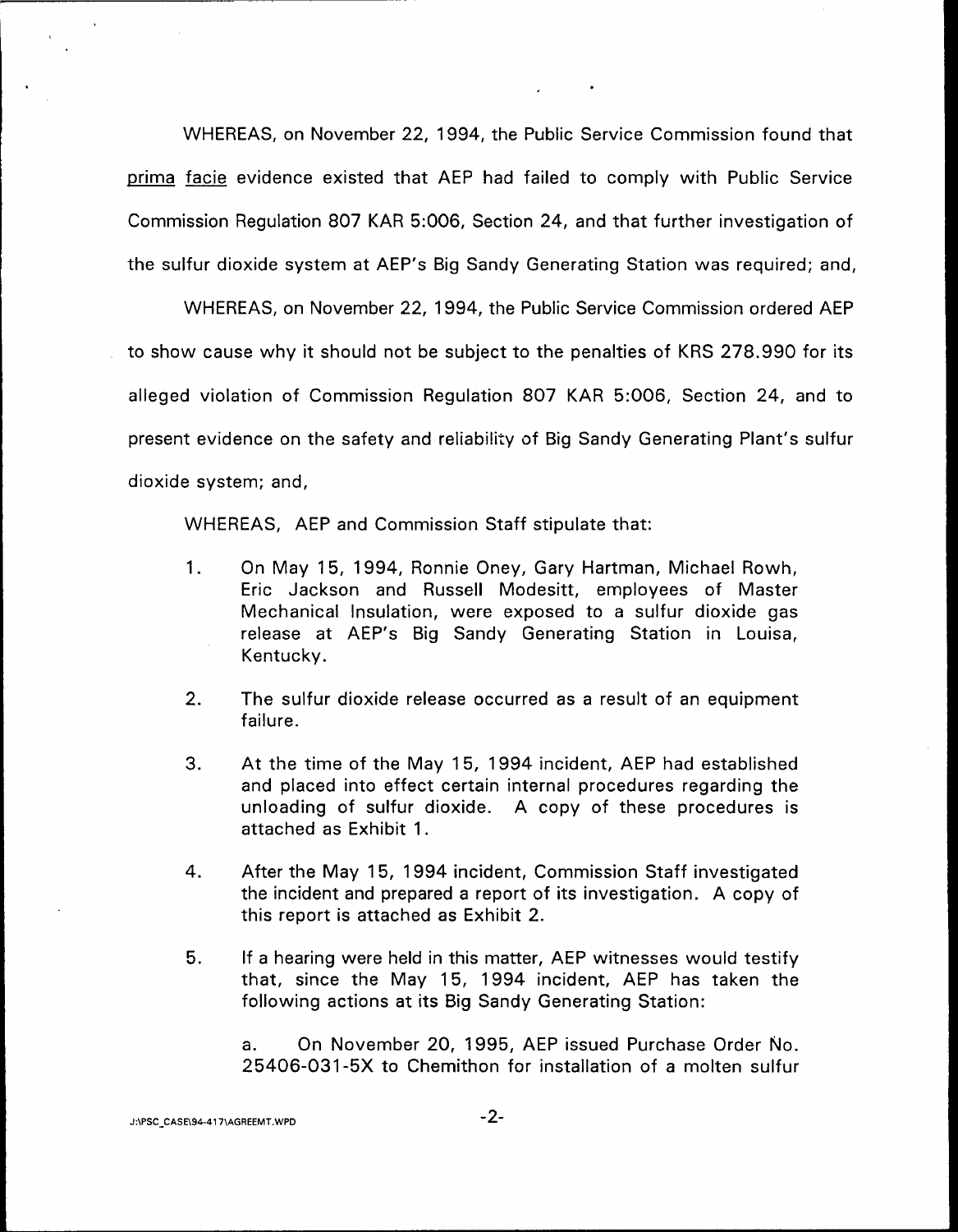WHEREAS, on November 22, 1994, the Public Service Commission found that _prima facie_ evidence existed that AEP had failed to comply with Public Service Commission Regulation 807 KAR 5:006, Section 24, and that further investigation of the sulfur dioxide system at AEP's Big Sandy Generating Station was required; and,

WHEREAS, on November 22, 1994, the Public Service Commission ordered AEP to show cause why it should not be subject to the penalties of KRS 278.990 for its alleged violation of Commission Regulation 807 KAR 5:006, Section 24, and to present evidence on the safety and reliability of Big Sandy Generating Plant's sulfur dioxide system; and,

WHEREAS, AEP and Commission Staff stipulate that:

1. On May 15, 1994, Ronnie Oney, Gary Hartman, Michael Rowh, Eric Jackson and Russell Modesitt, employees of Master Mechanical Insulation, were exposed to a sulfur dioxide gas release at AEP's Big Sandy Generating Station in Louisa, Kentucky.

2. The sulfur dioxide release occurred as a result of an equipment failure.

3. At the time of the May 15, 1994 incident, AEP had established and placed into effect certain internal procedures regarding the unloading of sulfur dioxide. A copy of these procedures is attached as Exhibit 1.

4. After the May 15, 1994 incident, Commission Staff investigated the incident and prepared a report of its investigation. A copy of this report is attached as Exhibit 2.

5. If a hearing were held in this matter, AEP witnesses would testify that, since the May 15, 1994 incident, AEP has taken the following actions at its Big Sandy Generating Station:

   a. On November 20, 1995, AEP issued Purchase Order No. 25406-031-5X to Chemithon for installation of a molten sulfur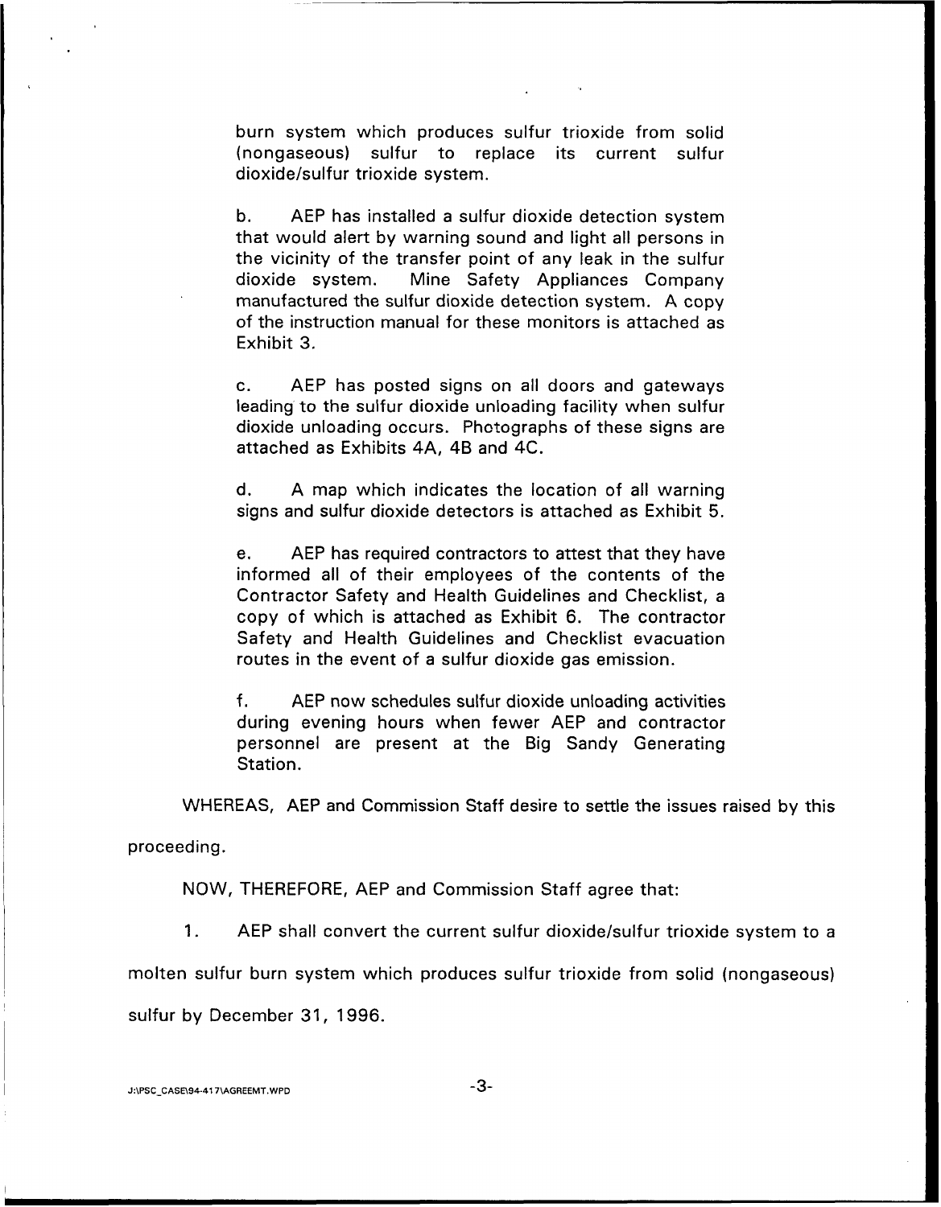burn system which produces sulfur trioxide from solid (nongaseous) sulfur to replace its current sulfur dioxide/sulfur trioxide system.

b. AEP has installed a sulfur dioxide detection system that would alert by warning sound and light all persons in the vicinity of the transfer point of any leak in the sulfur dioxide system. Mine Safety Appliances Company manufactured the sulfur dioxide detection system. A copy of the instruction manual for these monitors is attached as Exhibit 3.

c. AEP has posted signs on all doors and gateways leading to the sulfur dioxide unloading facility when sulfur dioxide unloading occurs. Photographs of these signs are attached as Exhibits 4A, 4B and 4C.

d. A map which indicates the location of all warning signs and sulfur dioxide detectors is attached as Exhibit 5.

e. AEP has required contractors to attest that they have informed all of their employees of the contents of the Contractor Safety and Health Guidelines and Checklist, a copy of which is attached as Exhibit 6. The contractor Safety and Health Guidelines and Checklist evacuation routes in the event of a sulfur dioxide gas emission.

f. AEP now schedules sulfur dioxide unloading activities during evening hours when fewer AEP and contractor personnel are present at the Big Sandy Generating Station.

WHEREAS, AEP and Commission Staff desire to settle the issues raised by this proceeding.

NOW, THEREFORE, AEP and Commission Staff agree that:

1. AEP shall convert the current sulfur dioxide/sulfur trioxide system to a molten sulfur burn system which produces sulfur trioxide from solid (nongaseous) sulfur by December 31, 1996.

J:\PSC_CASE\94-417\AGREEMT.WPD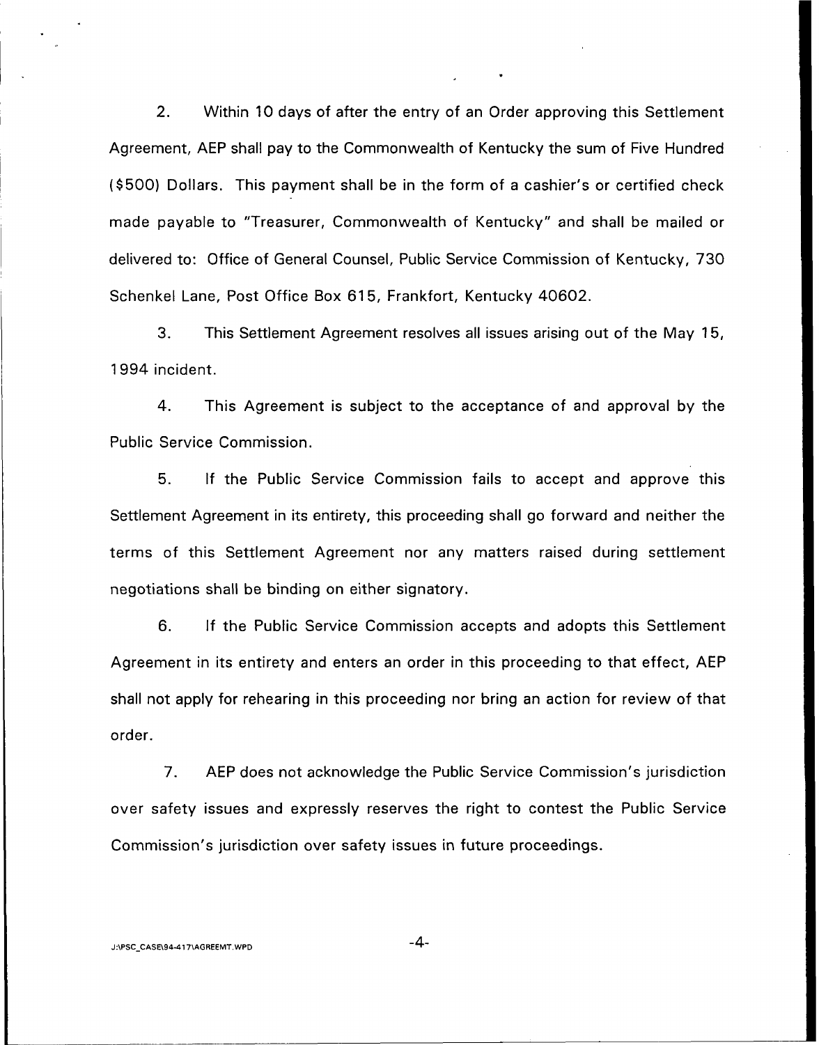2. Within 10 days of after the entry of an Order approving this Settlement Agreement, AEP shall pay to the Commonwealth of Kentucky the sum of Five Hundred ($500) Dollars. This payment shall be in the form of a cashier's or certified check made payable to "Treasurer, Commonwealth of Kentucky" and shall be mailed or delivered to: Office of General Counsel, Public Service Commission of Kentucky, 730 Schenkel Lane, Post Office Box 615, Frankfort, Kentucky 40602.

3. This Settlement Agreement resolves all issues arising out of the May 15, 1994 incident.

4. This Agreement is subject to the acceptance of and approval by the Public Service Commission.

5. If the Public Service Commission fails to accept and approve this Settlement Agreement in its entirety, this proceeding shall go forward and neither the terms of this Settlement Agreement nor any matters raised during settlement negotiations shall be binding on either signatory.

6. If the Public Service Commission accepts and adopts this Settlement Agreement in its entirety and enters an order in this proceeding to that effect, AEP shall not apply for rehearing in this proceeding nor bring an action for review of that order.

7. AEP does not acknowledge the Public Service Commission's jurisdiction over safety issues and expressly reserves the right to contest the Public Service Commission's jurisdiction over safety issues in future proceedings.

J:\PSC_CASE\94-417\AGREEMT.WPD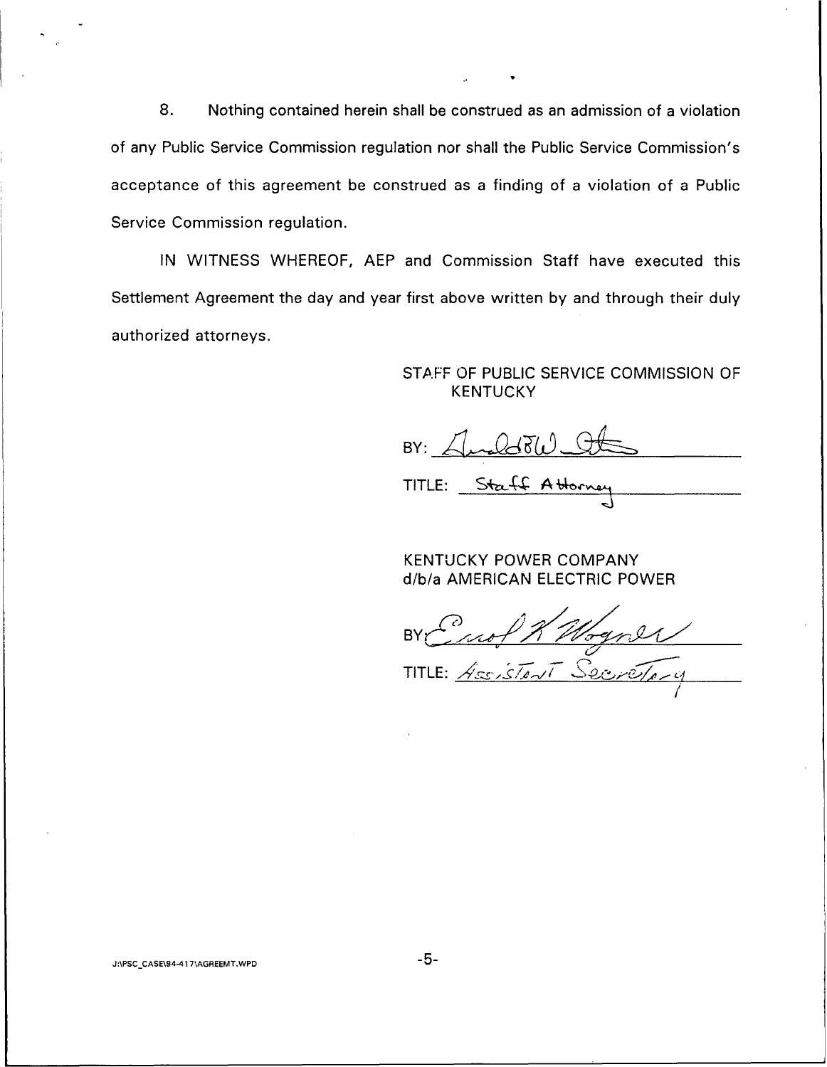8. Nothing contained herein shall be construed as an admission of a violation of any Public Service Commission regulation nor shall the Public Service Commission's acceptance of this agreement be construed as a finding of a violation of a Public Service Commission regulation.

IN WITNESS WHEREOF, AEP and Commission Staff have executed this Settlement Agreement the day and year first above written by and through their duly authorized attorneys.

STAFF OF PUBLIC SERVICE COMMISSION OF KENTUCKY

BY: ______________________

TITLE: Staff Attorney

KENTUCKY POWER COMPANY
d/b/a AMERICAN ELECTRIC POWER

BY: ______________________

TITLE: Assistant Secretary

J:\PSC_CASE\94-417\AGREEMT.WPD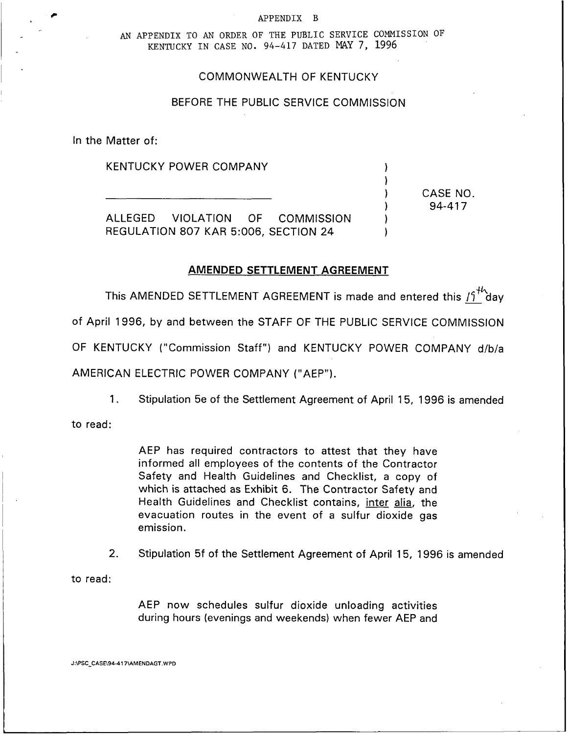APPENDIX B

AN APPENDIX TO AN ORDER OF THE PUBLIC SERVICE COMMISSION OF KENTUCKY IN CASE NO. 94-417 DATED MAY 7, 1996

COMMONWEALTH OF KENTUCKY

BEFORE THE PUBLIC SERVICE COMMISSION

In the Matter of:

KENTUCKY POWER COMPANY

ALLEGED VIOLATION OF COMMISSION REGULATION 807 KAR 5:006, SECTION 24

CASE NO. 94-417

## AMENDED SETTLEMENT AGREEMENT

This AMENDED SETTLEMENT AGREEMENT is made and entered this 19th day of April 1996, by and between the STAFF OF THE PUBLIC SERVICE COMMISSION OF KENTUCKY ("Commission Staff") and KENTUCKY POWER COMPANY d/b/a AMERICAN ELECTRIC POWER COMPANY ("AEP").

1. Stipulation 5e of the Settlement Agreement of April 15, 1996 is amended to read:

> AEP has required contractors to attest that they have informed all employees of the contents of the Contractor Safety and Health Guidelines and Checklist, a copy of which is attached as Exhibit 6. The Contractor Safety and Health Guidelines and Checklist contains, inter alia, the evacuation routes in the event of a sulfur dioxide gas emission.

2. Stipulation 5f of the Settlement Agreement of April 15, 1996 is amended to read:

> AEP now schedules sulfur dioxide unloading activities during hours (evenings and weekends) when fewer AEP and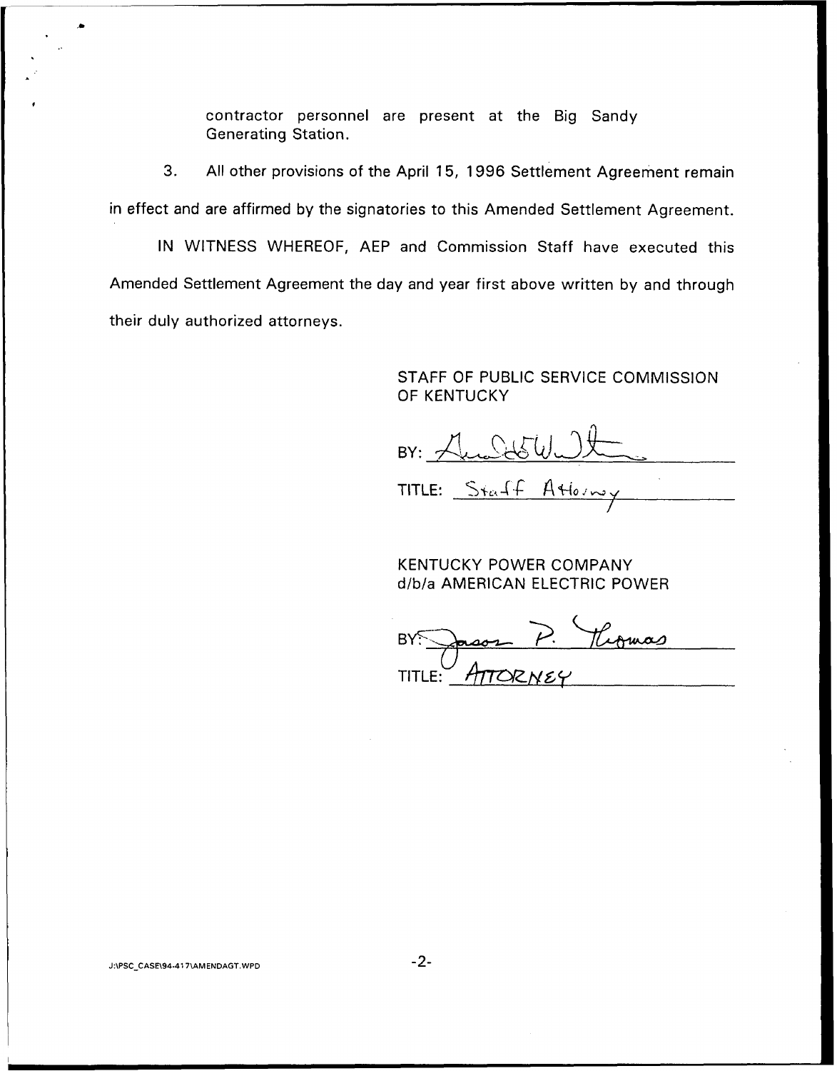contractor personnel are present at the Big Sandy Generating Station.

3. All other provisions of the April 15, 1996 Settlement Agreement remain in effect and are affirmed by the signatories to this Amended Settlement Agreement.

IN WITNESS WHEREOF, AEP and Commission Staff have executed this Amended Settlement Agreement the day and year first above written by and through their duly authorized attorneys.

STAFF OF PUBLIC SERVICE COMMISSION OF KENTUCKY

BY: ______________________

TITLE: Staff Attorney

KENTUCKY POWER COMPANY
d/b/a AMERICAN ELECTRIC POWER

BY: Jason P. Thomas

TITLE: ATTORNEY

J:\PSC_CASE\94-417\AMENDAGT.WPD